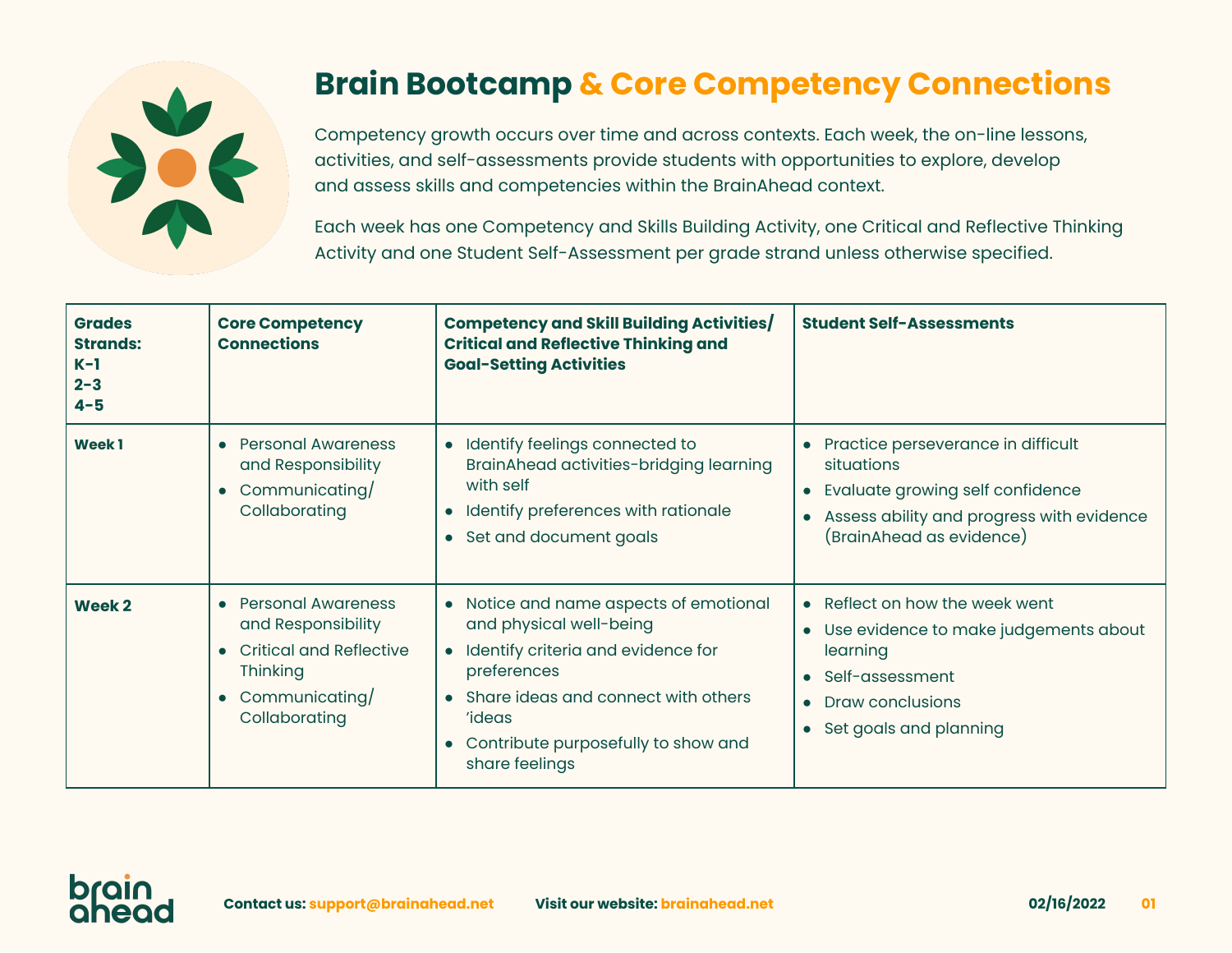# Brain Bootcamp & Core Competency Connections

Competency growth occurs over time and across contexts. Each week, the on-line lessons, activities, and self-assessments provide students with opportunities to explore, develop and assess skills and competencies within the BrainAhead context.

Each week has one Competency and Skills Building Activity, one Critical and Reflective Thinking Activity and one Student Self-Assessment per grade strand unless otherwise specified.

| Grades Strands: K-1 2-3 4-5 | Core Competency Connections | Competency and Skill Building Activities/ Critical and Reflective Thinking and Goal-Setting Activities | Student Self-Assessments |
|---|---|---|---|
| **Week 1** | • Personal Awareness and Responsibility<br>• Communicating/ Collaborating | • Identify feelings connected to BrainAhead activities-bridging learning with self<br>• Identify preferences with rationale<br>• Set and document goals | • Practice perseverance in difficult situations<br>• Evaluate growing self confidence<br>• Assess ability and progress with evidence (BrainAhead as evidence) |
| **Week 2** | • Personal Awareness and Responsibility<br>• Critical and Reflective Thinking<br>• Communicating/ Collaborating | • Notice and name aspects of emotional and physical well-being<br>• Identify criteria and evidence for preferences<br>• Share ideas and connect with others 'ideas<br>• Contribute purposefully to show and share feelings | • Reflect on how the week went<br>• Use evidence to make judgements about learning<br>• Self-assessment<br>• Draw conclusions<br>• Set goals and planning |

**Contact us:** support@brainahead.net **Visit our website:** brainahead.net 02/16/2022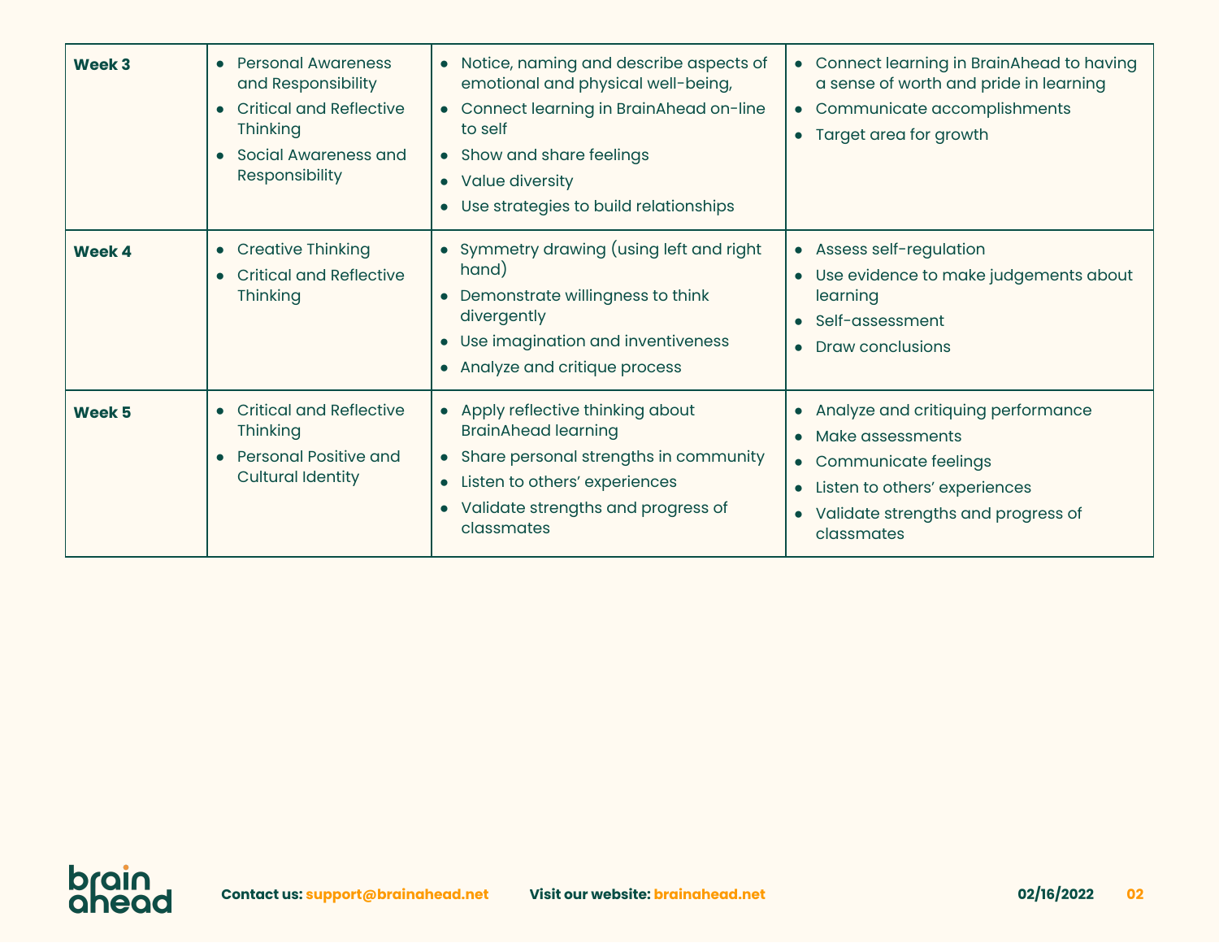| | | | |
|---|---|---|---|
| **Week 3** | • Personal Awareness and Responsibility<br>• Critical and Reflective Thinking<br>• Social Awareness and Responsibility | • Notice, naming and describe aspects of emotional and physical well-being,<br>• Connect learning in BrainAhead on-line to self<br>• Show and share feelings<br>• Value diversity<br>• Use strategies to build relationships | • Connect learning in BrainAhead to having a sense of worth and pride in learning<br>• Communicate accomplishments<br>• Target area for growth |
| **Week 4** | • Creative Thinking<br>• Critical and Reflective Thinking | • Symmetry drawing (using left and right hand)<br>• Demonstrate willingness to think divergently<br>• Use imagination and inventiveness<br>• Analyze and critique process | • Assess self-regulation<br>• Use evidence to make judgements about learning<br>• Self-assessment<br>• Draw conclusions |
| **Week 5** | • Critical and Reflective Thinking<br>• Personal Positive and Cultural Identity | • Apply reflective thinking about BrainAhead learning<br>• Share personal strengths in community<br>• Listen to others' experiences<br>• Validate strengths and progress of classmates | • Analyze and critiquing performance<br>• Make assessments<br>• Communicate feelings<br>• Listen to others' experiences<br>• Validate strengths and progress of classmates |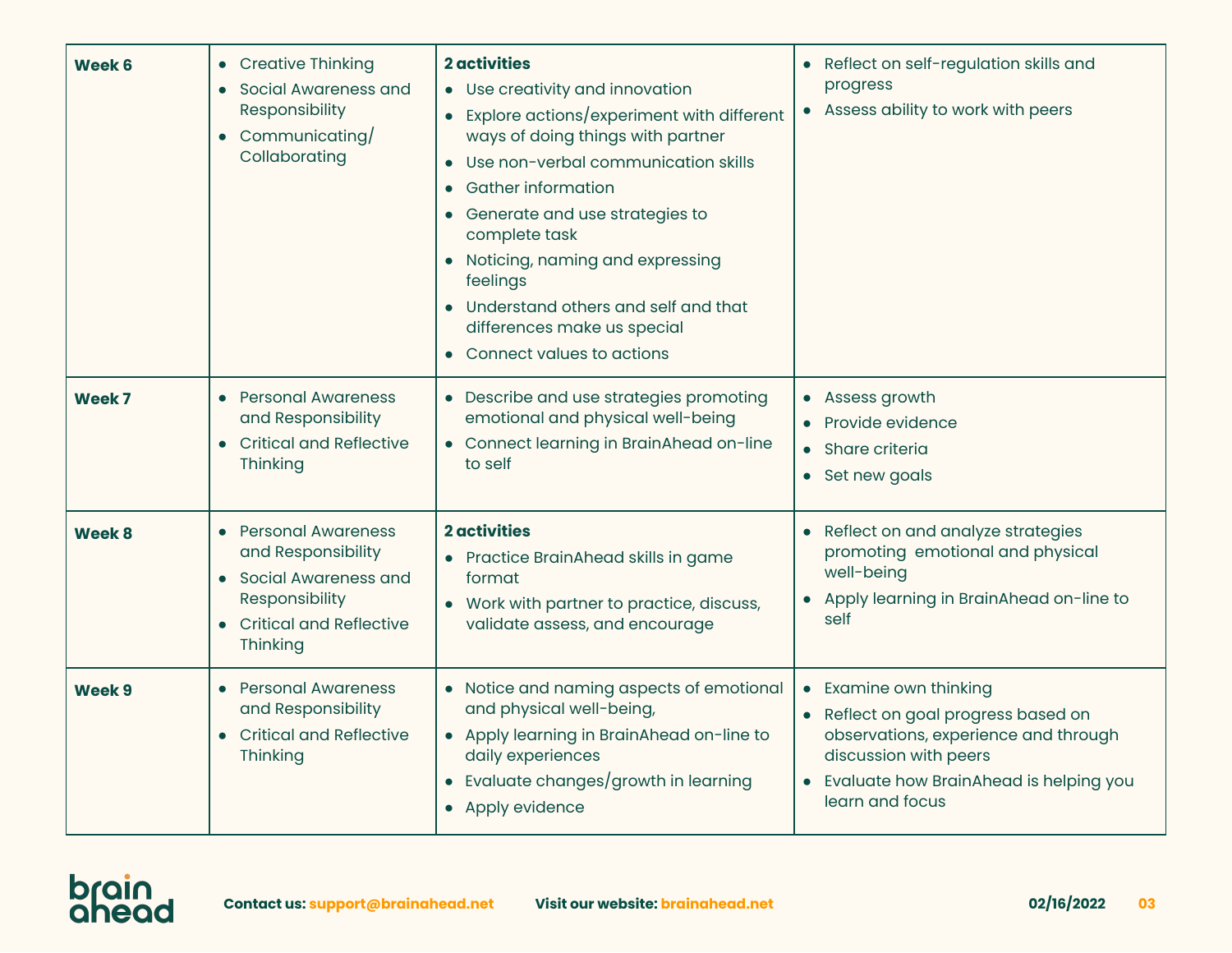| | | | |
|---|---|---|---|
| **Week 6** | • Creative Thinking<br>• Social Awareness and Responsibility<br>• Communicating/ Collaborating | **2 activities**<br>• Use creativity and innovation<br>• Explore actions/experiment with different ways of doing things with partner<br>• Use non-verbal communication skills<br>• Gather information<br>• Generate and use strategies to complete task<br>• Noticing, naming and expressing feelings<br>• Understand others and self and that differences make us special<br>• Connect values to actions | • Reflect on self-regulation skills and progress<br>• Assess ability to work with peers |
| **Week 7** | • Personal Awareness and Responsibility<br>• Critical and Reflective Thinking | • Describe and use strategies promoting emotional and physical well-being<br>• Connect learning in BrainAhead on-line to self | • Assess growth<br>• Provide evidence<br>• Share criteria<br>• Set new goals |
| **Week 8** | • Personal Awareness and Responsibility<br>• Social Awareness and Responsibility<br>• Critical and Reflective Thinking | **2 activities**<br>• Practice BrainAhead skills in game format<br>• Work with partner to practice, discuss, validate assess, and encourage | • Reflect on and analyze strategies promoting emotional and physical well-being<br>• Apply learning in BrainAhead on-line to self |
| **Week 9** | • Personal Awareness and Responsibility<br>• Critical and Reflective Thinking | • Notice and naming aspects of emotional and physical well-being,<br>• Apply learning in BrainAhead on-line to daily experiences<br>• Evaluate changes/growth in learning<br>• Apply evidence | • Examine own thinking<br>• Reflect on goal progress based on observations, experience and through discussion with peers<br>• Evaluate how BrainAhead is helping you learn and focus |

**Contact us:** support@brainahead.net **Visit our website:** brainahead.net 02/16/2022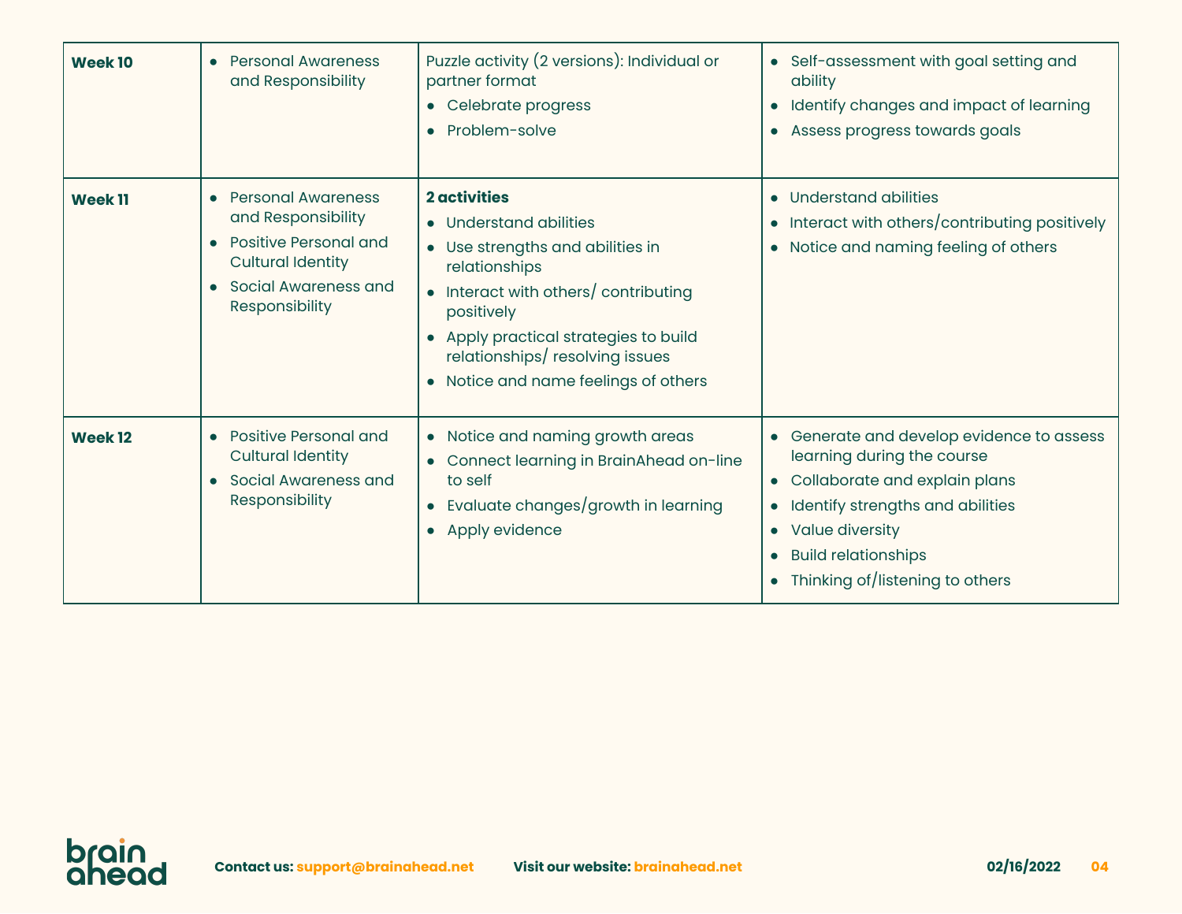| | | | |
|---|---|---|---|
| **Week 10** | • Personal Awareness and Responsibility | Puzzle activity (2 versions): Individual or partner format<br>• Celebrate progress<br>• Problem-solve | • Self-assessment with goal setting and ability<br>• Identify changes and impact of learning<br>• Assess progress towards goals |
| **Week 11** | • Personal Awareness and Responsibility<br>• Positive Personal and Cultural Identity<br>• Social Awareness and Responsibility | **2 activities**<br>• Understand abilities<br>• Use strengths and abilities in relationships<br>• Interact with others/ contributing positively<br>• Apply practical strategies to build relationships/ resolving issues<br>• Notice and name feelings of others | • Understand abilities<br>• Interact with others/contributing positively<br>• Notice and naming feeling of others |
| **Week 12** | • Positive Personal and Cultural Identity<br>• Social Awareness and Responsibility | • Notice and naming growth areas<br>• Connect learning in BrainAhead on-line to self<br>• Evaluate changes/growth in learning<br>• Apply evidence | • Generate and develop evidence to assess learning during the course<br>• Collaborate and explain plans<br>• Identify strengths and abilities<br>• Value diversity<br>• Build relationships<br>• Thinking of/listening to others |

brain ahead

**Contact us:** support@brainahead.net **Visit our website:** brainahead.net **02/16/2022**